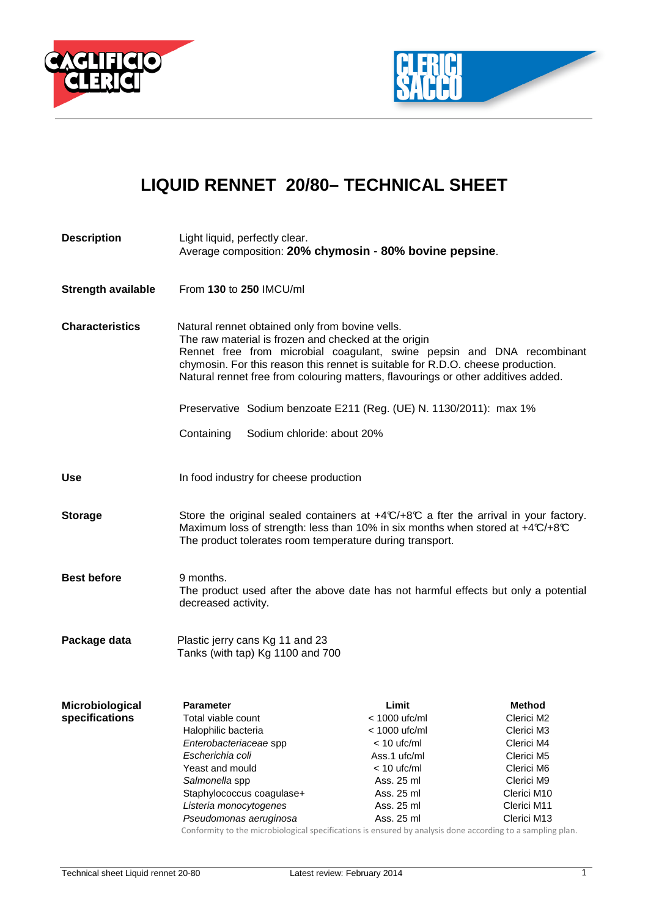# LIQUID RENNET 20/80– TECHNICAL SHEET

**Description**

Light liquid, perfectly clear.
Average composition: **20% chymosin** - **80% bovine pepsine**.

**Strength available**

From **130** to **250** IMCU/ml

**Characteristics**

Natural rennet obtained only from bovine vells.
The raw material is frozen and checked at the origin
Rennet free from microbial coagulant, swine pepsin and DNA recombinant chymosin. For this reason this rennet is suitable for R.D.O. cheese production.
Natural rennet free from colouring matters, flavourings or other additives added.

Preservative Sodium benzoate E211 (Reg. (UE) N. 1130/2011): max 1%

Containing Sodium chloride: about 20%

**Use**

In food industry for cheese production

**Storage**

Store the original sealed containers at +4℃/+8℃ a fter the arrival in your factory. Maximum loss of strength: less than 10% in six months when stored at +4℃/+8℃
The product tolerates room temperature during transport.

**Best before**

9 months.
The product used after the above date has not harmful effects but only a potential decreased activity.

**Package data**

Plastic jerry cans Kg 11 and 23
Tanks (with tap) Kg 1100 and 700

**Microbiological specifications**

| Parameter | Limit | Method |
|---|---|---|
| Total viable count | < 1000 ufc/ml | Clerici M2 |
| Halophilic bacteria | < 1000 ufc/ml | Clerici M3 |
| *Enterobacteriaceae* spp | < 10 ufc/ml | Clerici M4 |
| *Escherichia coli* | Ass.1 ufc/ml | Clerici M5 |
| Yeast and mould | < 10 ufc/ml | Clerici M6 |
| *Salmonella* spp | Ass. 25 ml | Clerici M9 |
| Staphylococcus coagulase+ | Ass. 25 ml | Clerici M10 |
| *Listeria monocytogenes* | Ass. 25 ml | Clerici M11 |
| *Pseudomonas aeruginosa* | Ass. 25 ml | Clerici M13 |

Conformity to the microbiological specifications is ensured by analysis done according to a sampling plan.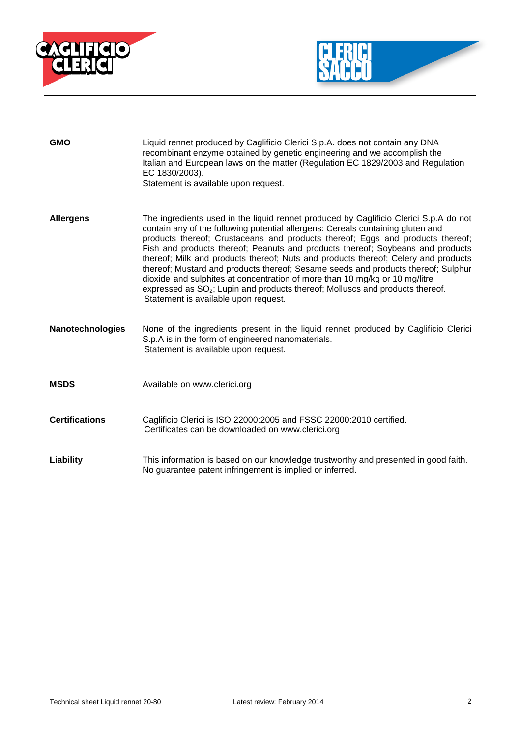**GMO**

Liquid rennet produced by Caglificio Clerici S.p.A. does not contain any DNA recombinant enzyme obtained by genetic engineering and we accomplish the Italian and European laws on the matter (Regulation EC 1829/2003 and Regulation EC 1830/2003).
Statement is available upon request.

**Allergens**

The ingredients used in the liquid rennet produced by Caglificio Clerici S.p.A do not contain any of the following potential allergens: Cereals containing gluten and products thereof; Crustaceans and products thereof; Eggs and products thereof; Fish and products thereof; Peanuts and products thereof; Soybeans and products thereof; Milk and products thereof; Nuts and products thereof; Celery and products thereof; Mustard and products thereof; Sesame seeds and products thereof; Sulphur dioxide and sulphites at concentration of more than 10 mg/kg or 10 mg/litre expressed as $SO_2$; Lupin and products thereof; Molluscs and products thereof.
Statement is available upon request.

**Nanotechnologies**

None of the ingredients present in the liquid rennet produced by Caglificio Clerici S.p.A is in the form of engineered nanomaterials.
Statement is available upon request.

**MSDS**

Available on www.clerici.org

**Certifications**

Caglificio Clerici is ISO 22000:2005 and FSSC 22000:2010 certified.
Certificates can be downloaded on www.clerici.org

**Liability**

This information is based on our knowledge trustworthy and presented in good faith. No guarantee patent infringement is implied or inferred.